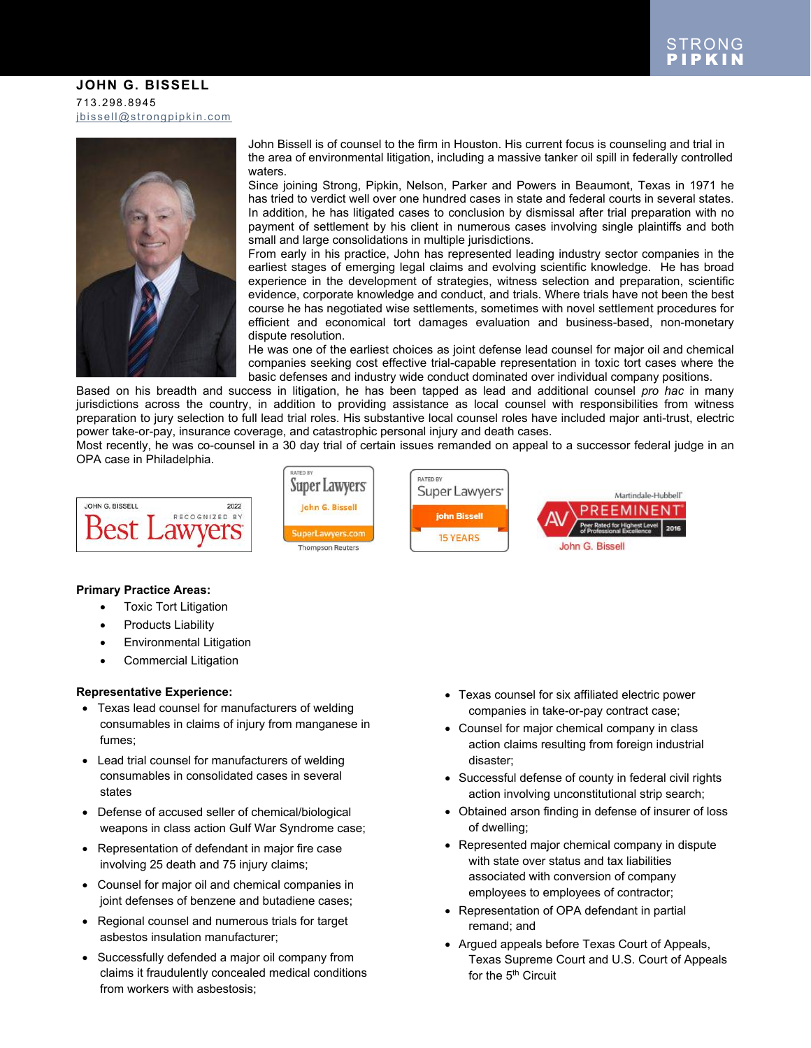STRONG PIPKIN

# JOHN G. BISSELL

713.298.8945

jbissell@strongpipkin.com

John Bissell is of counsel to the firm in Houston. His current focus is counseling and trial in the area of environmental litigation, including a massive tanker oil spill in federally controlled waters.

Since joining Strong, Pipkin, Nelson, Parker and Powers in Beaumont, Texas in 1971 he has tried to verdict well over one hundred cases in state and federal courts in several states. In addition, he has litigated cases to conclusion by dismissal after trial preparation with no payment of settlement by his client in numerous cases involving single plaintiffs and both small and large consolidations in multiple jurisdictions.

From early in his practice, John has represented leading industry sector companies in the earliest stages of emerging legal claims and evolving scientific knowledge. He has broad experience in the development of strategies, witness selection and preparation, scientific evidence, corporate knowledge and conduct, and trials. Where trials have not been the best course he has negotiated wise settlements, sometimes with novel settlement procedures for efficient and economical tort damages evaluation and business-based, non-monetary dispute resolution.

He was one of the earliest choices as joint defense lead counsel for major oil and chemical companies seeking cost effective trial-capable representation in toxic tort cases where the basic defenses and industry wide conduct dominated over individual company positions.

Based on his breadth and success in litigation, he has been tapped as lead and additional counsel *pro hac* in many jurisdictions across the country, in addition to providing assistance as local counsel with responsibilities from witness preparation to jury selection to full lead trial roles. His substantive local counsel roles have included major anti-trust, electric power take-or-pay, insurance coverage, and catastrophic personal injury and death cases.

Most recently, he was co-counsel in a 30 day trial of certain issues remanded on appeal to a successor federal judge in an OPA case in Philadelphia.

JOHN G. BISSELL 2022 RECOGNIZED BY Best Lawyers

RATED BY Super Lawyers John G. Bissell SuperLawyers.com Thompson Reuters

RATED BY Super Lawyers John Bissell 15 YEARS

Martindale-Hubbell AV PREEMINENT Peer Rated for Highest Level of Professional Excellence 2016 John G. Bissell

**Primary Practice Areas:**

- Toxic Tort Litigation
- Products Liability
- Environmental Litigation
- Commercial Litigation

**Representative Experience:**

- Texas lead counsel for manufacturers of welding consumables in claims of injury from manganese in fumes;
- Lead trial counsel for manufacturers of welding consumables in consolidated cases in several states
- Defense of accused seller of chemical/biological weapons in class action Gulf War Syndrome case;
- Representation of defendant in major fire case involving 25 death and 75 injury claims;
- Counsel for major oil and chemical companies in joint defenses of benzene and butadiene cases;
- Regional counsel and numerous trials for target asbestos insulation manufacturer;
- Successfully defended a major oil company from claims it fraudulently concealed medical conditions from workers with asbestosis;
- Texas counsel for six affiliated electric power companies in take-or-pay contract case;
- Counsel for major chemical company in class action claims resulting from foreign industrial disaster;
- Successful defense of county in federal civil rights action involving unconstitutional strip search;
- Obtained arson finding in defense of insurer of loss of dwelling;
- Represented major chemical company in dispute with state over status and tax liabilities associated with conversion of company employees to employees of contractor;
- Representation of OPA defendant in partial remand; and
- Argued appeals before Texas Court of Appeals, Texas Supreme Court and U.S. Court of Appeals for the 5th Circuit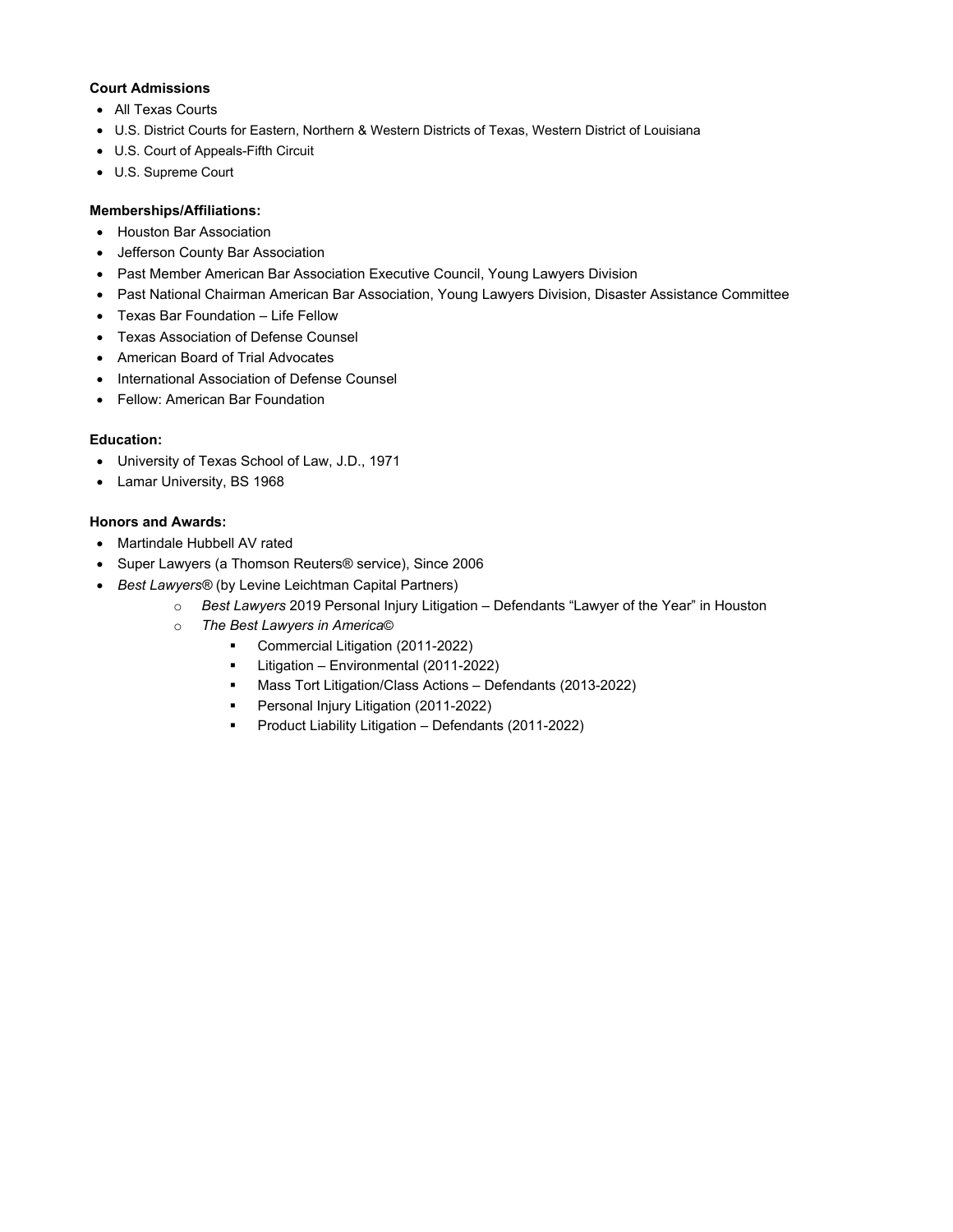**Court Admissions**

- All Texas Courts
- U.S. District Courts for Eastern, Northern & Western Districts of Texas, Western District of Louisiana
- U.S. Court of Appeals-Fifth Circuit
- U.S. Supreme Court

**Memberships/Affiliations:**

- Houston Bar Association
- Jefferson County Bar Association
- Past Member American Bar Association Executive Council, Young Lawyers Division
- Past National Chairman American Bar Association, Young Lawyers Division, Disaster Assistance Committee
- Texas Bar Foundation – Life Fellow
- Texas Association of Defense Counsel
- American Board of Trial Advocates
- International Association of Defense Counsel
- Fellow: American Bar Foundation

**Education:**

- University of Texas School of Law, J.D., 1971
- Lamar University, BS 1968

**Honors and Awards:**

- Martindale Hubbell AV rated
- Super Lawyers (a Thomson Reuters® service), Since 2006
- *Best Lawyers®* (by Levine Leichtman Capital Partners)
  - *Best Lawyers* 2019 Personal Injury Litigation – Defendants "Lawyer of the Year" in Houston
  - *The Best Lawyers in America©*
    - Commercial Litigation (2011-2022)
    - Litigation – Environmental (2011-2022)
    - Mass Tort Litigation/Class Actions – Defendants (2013-2022)
    - Personal Injury Litigation (2011-2022)
    - Product Liability Litigation – Defendants (2011-2022)